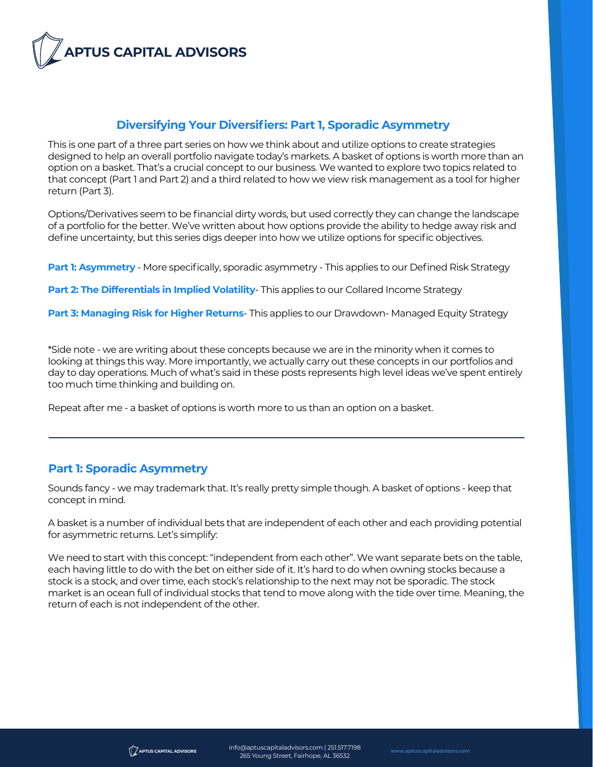# APTUS CAPITAL ADVISORS

## Diversifying Your Diversifiers: Part 1, Sporadic Asymmetry

This is one part of a three part series on how we think about and utilize options to create strategies designed to help an overall portfolio navigate today's markets. A basket of options is worth more than an option on a basket. That's a crucial concept to our business. We wanted to explore two topics related to that concept (Part 1 and Part 2) and a third related to how we view risk management as a tool for higher return (Part 3).

Options/Derivatives seem to be financial dirty words, but used correctly they can change the landscape of a portfolio for the better. We've written about how options provide the ability to hedge away risk and define uncertainty, but this series digs deeper into how we utilize options for specific objectives.

**Part 1: Asymmetry** - More specifically, sporadic asymmetry - This applies to our Defined Risk Strategy

**Part 2: The Differentials in Implied Volatility**- This applies to our Collared Income Strategy

**Part 3: Managing Risk for Higher Returns**- This applies to our Drawdown- Managed Equity Strategy

*Side note - we are writing about these concepts because we are in the minority when it comes to looking at things this way. More importantly, we actually carry out these concepts in our portfolios and day to day operations. Much of what's said in these posts represents high level ideas we've spent entirely too much time thinking and building on.

Repeat after me - a basket of options is worth more to us than an option on a basket.

---

## Part 1: Sporadic Asymmetry

Sounds fancy - we may trademark that. It's really pretty simple though. A basket of options - keep that concept in mind.

A basket is a number of individual bets that are independent of each other and each providing potential for asymmetric returns. Let's simplify:

We need to start with this concept: "independent from each other". We want separate bets on the table, each having little to do with the bet on either side of it. It's hard to do when owning stocks because a stock is a stock, and over time, each stock's relationship to the next may not be sporadic. The stock market is an ocean full of individual stocks that tend to move along with the tide over time. Meaning, the return of each is not independent of the other.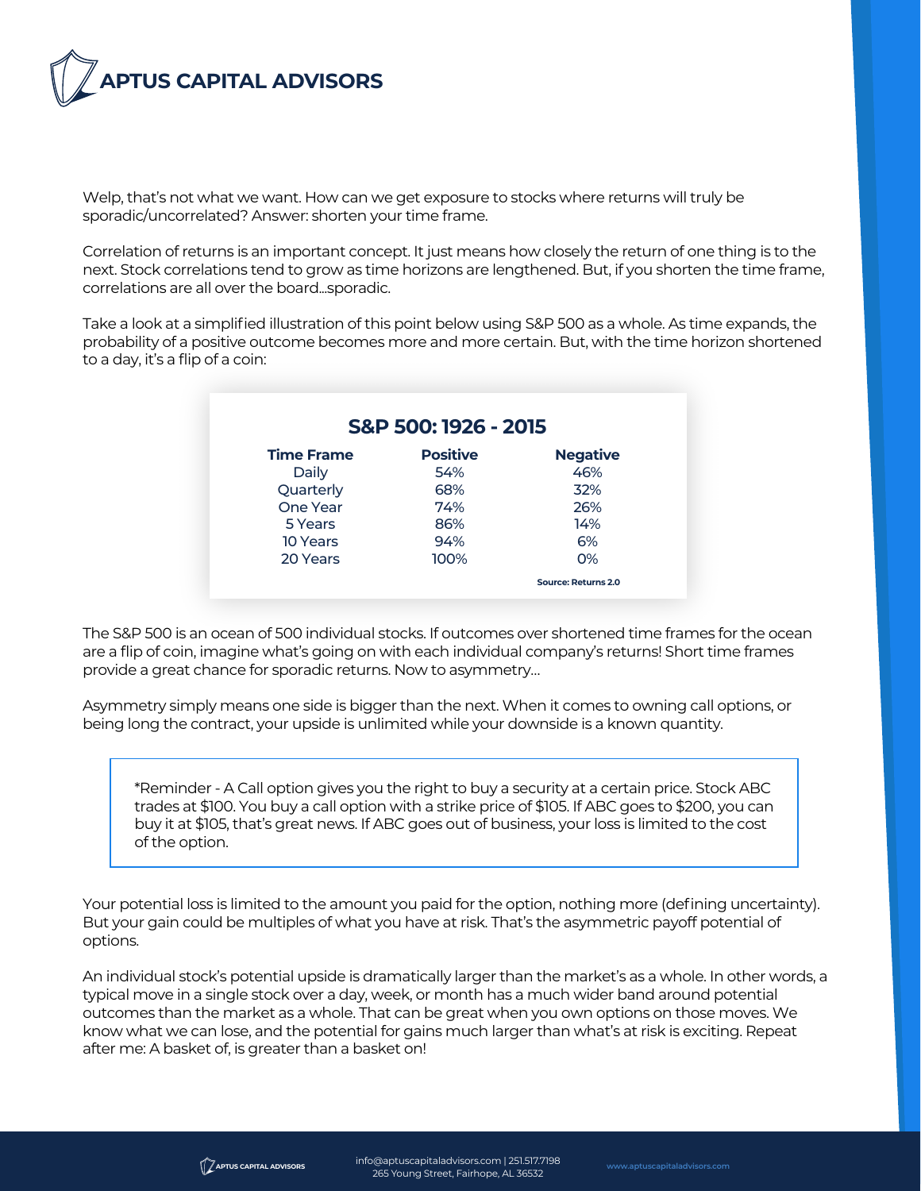Welp, that's not what we want. How can we get exposure to stocks where returns will truly be sporadic/uncorrelated? Answer: shorten your time frame.

Correlation of returns is an important concept. It just means how closely the return of one thing is to the next. Stock correlations tend to grow as time horizons are lengthened. But, if you shorten the time frame, correlations are all over the board...sporadic.

Take a look at a simplified illustration of this point below using S&P 500 as a whole. As time expands, the probability of a positive outcome becomes more and more certain. But, with the time horizon shortened to a day, it's a flip of a coin:

**S&P 500: 1926 - 2015**

| Time Frame | Positive | Negative |
|---|---|---|
| Daily | 54% | 46% |
| Quarterly | 68% | 32% |
| One Year | 74% | 26% |
| 5 Years | 86% | 14% |
| 10 Years | 94% | 6% |
| 20 Years | 100% | 0% |

Source: Returns 2.0

The S&P 500 is an ocean of 500 individual stocks. If outcomes over shortened time frames for the ocean are a flip of coin, imagine what's going on with each individual company's returns! Short time frames provide a great chance for sporadic returns. Now to asymmetry...

Asymmetry simply means one side is bigger than the next. When it comes to owning call options, or being long the contract, your upside is unlimited while your downside is a known quantity.

> *Reminder - A Call option gives you the right to buy a security at a certain price. Stock ABC trades at $100. You buy a call option with a strike price of $105. If ABC goes to $200, you can buy it at $105, that's great news. If ABC goes out of business, your loss is limited to the cost of the option.

Your potential loss is limited to the amount you paid for the option, nothing more (defining uncertainty). But your gain could be multiples of what you have at risk. That's the asymmetric payoff potential of options.

An individual stock's potential upside is dramatically larger than the market's as a whole. In other words, a typical move in a single stock over a day, week, or month has a much wider band around potential outcomes than the market as a whole. That can be great when you own options on those moves. We know what we can lose, and the potential for gains much larger than what's at risk is exciting. Repeat after me: A basket of, is greater than a basket on!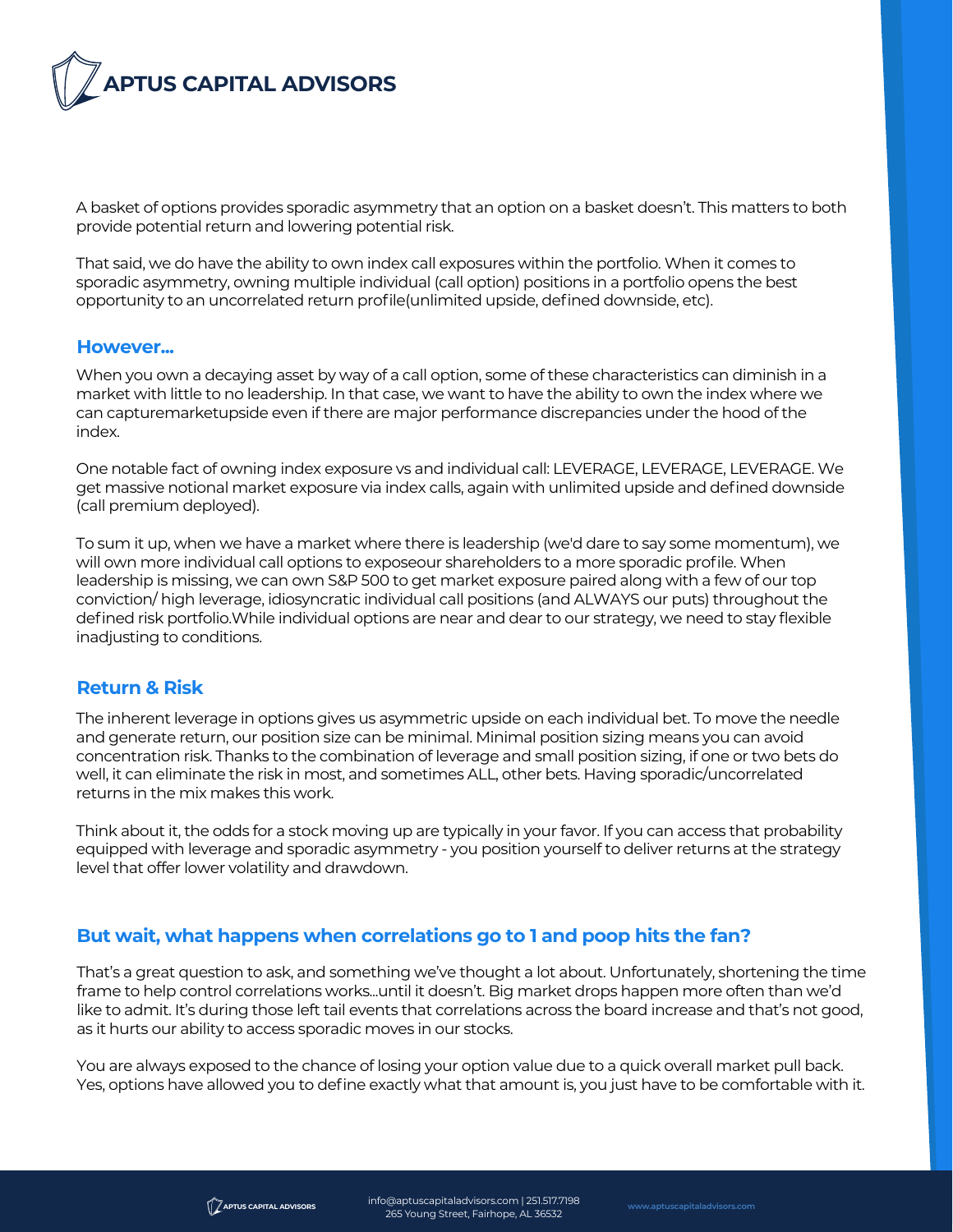A basket of options provides sporadic asymmetry that an option on a basket doesn't. This matters to both provide potential return and lowering potential risk.

That said, we do have the ability to own index call exposures within the portfolio. When it comes to sporadic asymmetry, owning multiple individual (call option) positions in a portfolio opens the best opportunity to an uncorrelated return profile(unlimited upside, defined downside, etc).

### However...

When you own a decaying asset by way of a call option, some of these characteristics can diminish in a market with little to no leadership. In that case, we want to have the ability to own the index where we can capturemarketupside even if there are major performance discrepancies under the hood of the index.

One notable fact of owning index exposure vs and individual call: LEVERAGE, LEVERAGE, LEVERAGE. We get massive notional market exposure via index calls, again with unlimited upside and defined downside (call premium deployed).

To sum it up, when we have a market where there is leadership (we'd dare to say some momentum), we will own more individual call options to exposeour shareholders to a more sporadic profile. When leadership is missing, we can own S&P 500 to get market exposure paired along with a few of our top conviction/ high leverage, idiosyncratic individual call positions (and ALWAYS our puts) throughout the defined risk portfolio.While individual options are near and dear to our strategy, we need to stay flexible inadjusting to conditions.

### Return & Risk

The inherent leverage in options gives us asymmetric upside on each individual bet. To move the needle and generate return, our position size can be minimal. Minimal position sizing means you can avoid concentration risk. Thanks to the combination of leverage and small position sizing, if one or two bets do well, it can eliminate the risk in most, and sometimes ALL, other bets. Having sporadic/uncorrelated returns in the mix makes this work.

Think about it, the odds for a stock moving up are typically in your favor. If you can access that probability equipped with leverage and sporadic asymmetry - you position yourself to deliver returns at the strategy level that offer lower volatility and drawdown.

### But wait, what happens when correlations go to 1 and poop hits the fan?

That's a great question to ask, and something we've thought a lot about. Unfortunately, shortening the time frame to help control correlations works...until it doesn't. Big market drops happen more often than we'd like to admit. It's during those left tail events that correlations across the board increase and that's not good, as it hurts our ability to access sporadic moves in our stocks.

You are always exposed to the chance of losing your option value due to a quick overall market pull back. Yes, options have allowed you to define exactly what that amount is, you just have to be comfortable with it.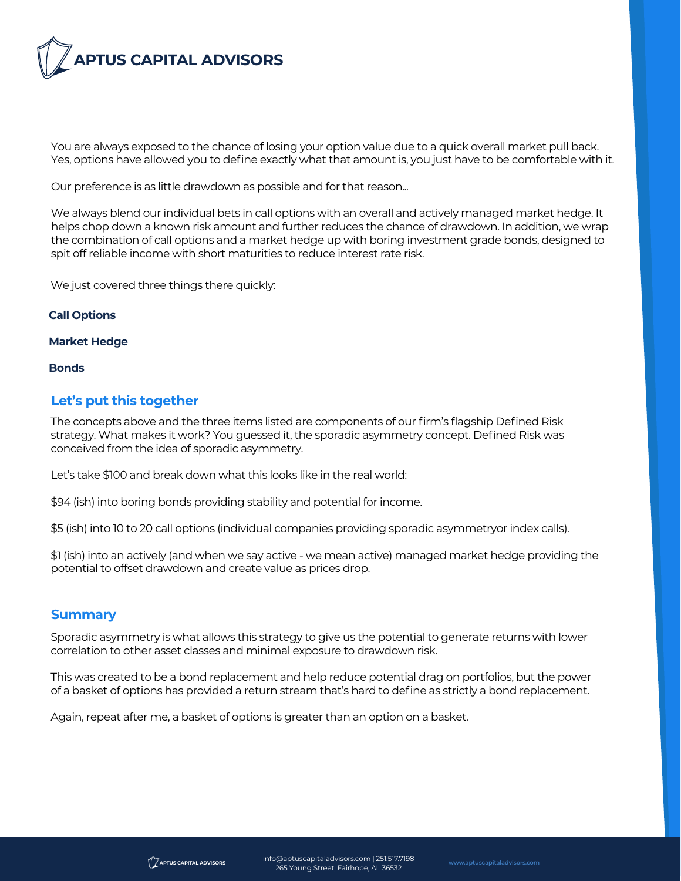You are always exposed to the chance of losing your option value due to a quick overall market pull back. Yes, options have allowed you to define exactly what that amount is, you just have to be comfortable with it.

Our preference is as little drawdown as possible and for that reason...

We always blend our individual bets in call options with an overall and actively managed market hedge. It helps chop down a known risk amount and further reduces the chance of drawdown. In addition, we wrap the combination of call options and a market hedge up with boring investment grade bonds, designed to spit off reliable income with short maturities to reduce interest rate risk.

We just covered three things there quickly:

**Call Options**

**Market Hedge**

**Bonds**

## Let's put this together

The concepts above and the three items listed are components of our firm's flagship Defined Risk strategy. What makes it work? You guessed it, the sporadic asymmetry concept. Defined Risk was conceived from the idea of sporadic asymmetry.

Let's take $100 and break down what this looks like in the real world:

$94 (ish) into boring bonds providing stability and potential for income.

$5 (ish) into 10 to 20 call options (individual companies providing sporadic asymmetryor index calls).

$1 (ish) into an actively (and when we say active - we mean active) managed market hedge providing the potential to offset drawdown and create value as prices drop.

## Summary

Sporadic asymmetry is what allows this strategy to give us the potential to generate returns with lower correlation to other asset classes and minimal exposure to drawdown risk.

This was created to be a bond replacement and help reduce potential drag on portfolios, but the power of a basket of options has provided a return stream that's hard to define as strictly a bond replacement.

Again, repeat after me, a basket of options is greater than an option on a basket.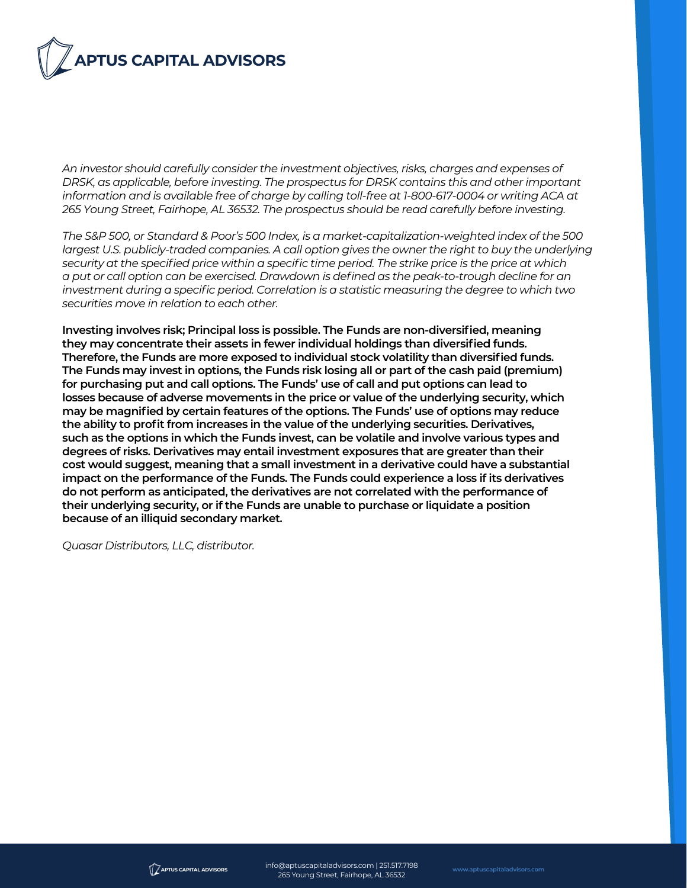*An investor should carefully consider the investment objectives, risks, charges and expenses of DRSK, as applicable, before investing. The prospectus for DRSK contains this and other important information and is available free of charge by calling toll-free at 1-800-617-0004 or writing ACA at 265 Young Street, Fairhope, AL 36532. The prospectus should be read carefully before investing.*

*The S&P 500, or Standard & Poor's 500 Index, is a market-capitalization-weighted index of the 500 largest U.S. publicly-traded companies. A call option gives the owner the right to buy the underlying security at the specified price within a specific time period. The strike price is the price at which a put or call option can be exercised. Drawdown is defined as the peak-to-trough decline for an investment during a specific period. Correlation is a statistic measuring the degree to which two securities move in relation to each other.*

**Investing involves risk; Principal loss is possible. The Funds are non-diversified, meaning they may concentrate their assets in fewer individual holdings than diversified funds. Therefore, the Funds are more exposed to individual stock volatility than diversified funds. The Funds may invest in options, the Funds risk losing all or part of the cash paid (premium) for purchasing put and call options. The Funds' use of call and put options can lead to losses because of adverse movements in the price or value of the underlying security, which may be magnified by certain features of the options. The Funds' use of options may reduce the ability to profit from increases in the value of the underlying securities. Derivatives, such as the options in which the Funds invest, can be volatile and involve various types and degrees of risks. Derivatives may entail investment exposures that are greater than their cost would suggest, meaning that a small investment in a derivative could have a substantial impact on the performance of the Funds. The Funds could experience a loss if its derivatives do not perform as anticipated, the derivatives are not correlated with the performance of their underlying security, or if the Funds are unable to purchase or liquidate a position because of an illiquid secondary market.**

*Quasar Distributors, LLC, distributor.*